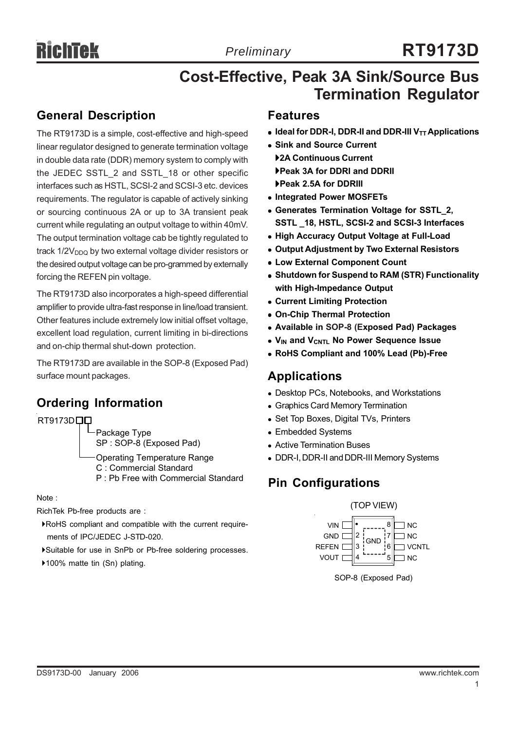# RT9173D

*Preliminary*

## Cost-Effective, Peak 3A Sink/Source Bus Termination Regulator

## General Description

The RT9173D is a simple, cost-effective and high-speed linear regulator designed to generate termination voltage in double data rate (DDR) memory system to comply with the JEDEC SSTL_2 and SSTL_18 or other specific interfaces such as HSTL, SCSI-2 and SCSI-3 etc. devices requirements. The regulator is capable of actively sinking or sourcing continuous 2A or up to 3A transient peak current while regulating an output voltage to within 40mV. The output termination voltage cab be tightly regulated to track $1/2V_{DDQ}$ by two external voltage divider resistors or the desired output voltage can be pro-grammed by externally forcing the REFEN pin voltage.

The RT9173D also incorporates a high-speed differential amplifier to provide ultra-fast response in line/load transient. Other features include extremely low initial offset voltage, excellent load regulation, current limiting in bi-directions and on-chip thermal shut-down protection.

The RT9173D are available in the SOP-8 (Exposed Pad) surface mount packages.

## Ordering Information

RT9173D□□

- Package Type
  - SP : SOP-8 (Exposed Pad)
- Operating Temperature Range
  - C : Commercial Standard
  - P : Pb Free with Commercial Standard

Note :

RichTek Pb-free products are :

- RoHS compliant and compatible with the current requirements of IPC/JEDEC J-STD-020.
- Suitable for use in SnPb or Pb-free soldering processes.
- 100% matte tin (Sn) plating.

## Features

- **Ideal for DDR-I, DDR-II and DDR-III $V_{TT}$ Applications**
- **Sink and Source Current**
  - **2A Continuous Current**
  - **Peak 3A for DDRI and DDRII**
  - **Peak 2.5A for DDRIII**
- **Integrated Power MOSFETs**
- **Generates Termination Voltage for SSTL_2, SSTL _18, HSTL, SCSI-2 and SCSI-3 Interfaces**
- **High Accuracy Output Voltage at Full-Load**
- **Output Adjustment by Two External Resistors**
- **Low External Component Count**
- **Shutdown for Suspend to RAM (STR) Functionality with High-Impedance Output**
- **Current Limiting Protection**
- **On-Chip Thermal Protection**
- **Available in SOP-8 (Exposed Pad) Packages**
- **$V_{IN}$ and $V_{CNTL}$ No Power Sequence Issue**
- **RoHS Compliant and 100% Lead (Pb)-Free**

## Applications

- Desktop PCs, Notebooks, and Workstations
- Graphics Card Memory Termination
- Set Top Boxes, Digital TVs, Printers
- Embedded Systems
- Active Termination Buses
- DDR-I, DDR-II and DDR-III Memory Systems

## Pin Configurations

(TOP VIEW)

| Pin | Name | Pin | Name |
|---|---|---|---|
| 1 | VIN | 8 | NC |
| 2 | GND | 7 | NC |
| 3 | REFEN | 6 | VCNTL |
| 4 | VOUT | 5 | NC |

Exposed Pad: GND

SOP-8 (Exposed Pad)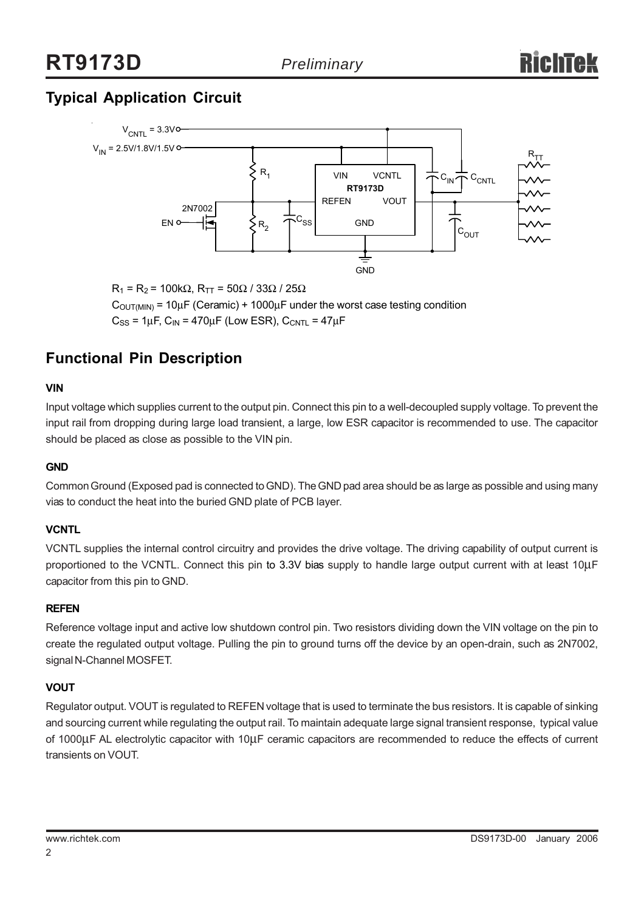## Typical Application Circuit

$R_1 = R_2 = 100k\Omega$, $R_{TT} = 50\Omega / 33\Omega / 25\Omega$

$C_{OUT(MIN)} = 10\mu F$ (Ceramic) + $1000\mu F$ under the worst case testing condition

$C_{SS} = 1\mu F$, $C_{IN} = 470\mu F$ (Low ESR), $C_{CNTL} = 47\mu F$

## Functional Pin Description

### VIN

Input voltage which supplies current to the output pin. Connect this pin to a well-decoupled supply voltage. To prevent the input rail from dropping during large load transient, a large, low ESR capacitor is recommended to use. The capacitor should be placed as close as possible to the VIN pin.

### GND

Common Ground (Exposed pad is connected to GND). The GND pad area should be as large as possible and using many vias to conduct the heat into the buried GND plate of PCB layer.

### VCNTL

VCNTL supplies the internal control circuitry and provides the drive voltage. The driving capability of output current is proportioned to the VCNTL. Connect this pin to 3.3V bias supply to handle large output current with at least 10μF capacitor from this pin to GND.

### REFEN

Reference voltage input and active low shutdown control pin. Two resistors dividing down the VIN voltage on the pin to create the regulated output voltage. Pulling the pin to ground turns off the device by an open-drain, such as 2N7002, signal N-Channel MOSFET.

### VOUT

Regulator output. VOUT is regulated to REFEN voltage that is used to terminate the bus resistors. It is capable of sinking and sourcing current while regulating the output rail. To maintain adequate large signal transient response, typical value of 1000μF AL electrolytic capacitor with 10μF ceramic capacitors are recommended to reduce the effects of current transients on VOUT.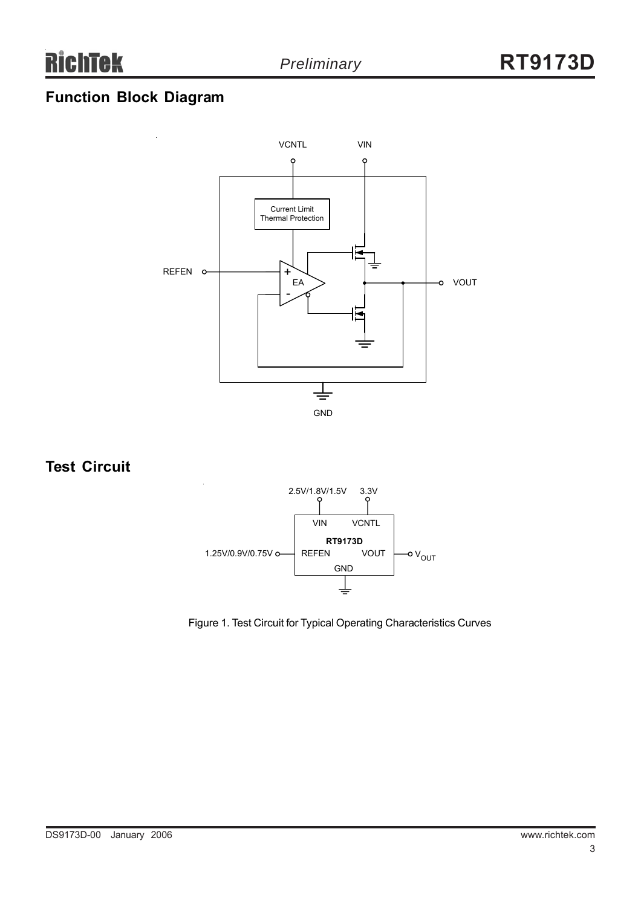## Function Block Diagram

VCNTL VIN

Current Limit
Thermal Protection

REFEN

EA

VOUT

GND

## Test Circuit

2.5V/1.8V/1.5V 3.3V

VIN VCNTL

**RT9173D**

1.25V/0.9V/0.75V REFEN VOUT $V_{OUT}$

GND

Figure 1. Test Circuit for Typical Operating Characteristics Curves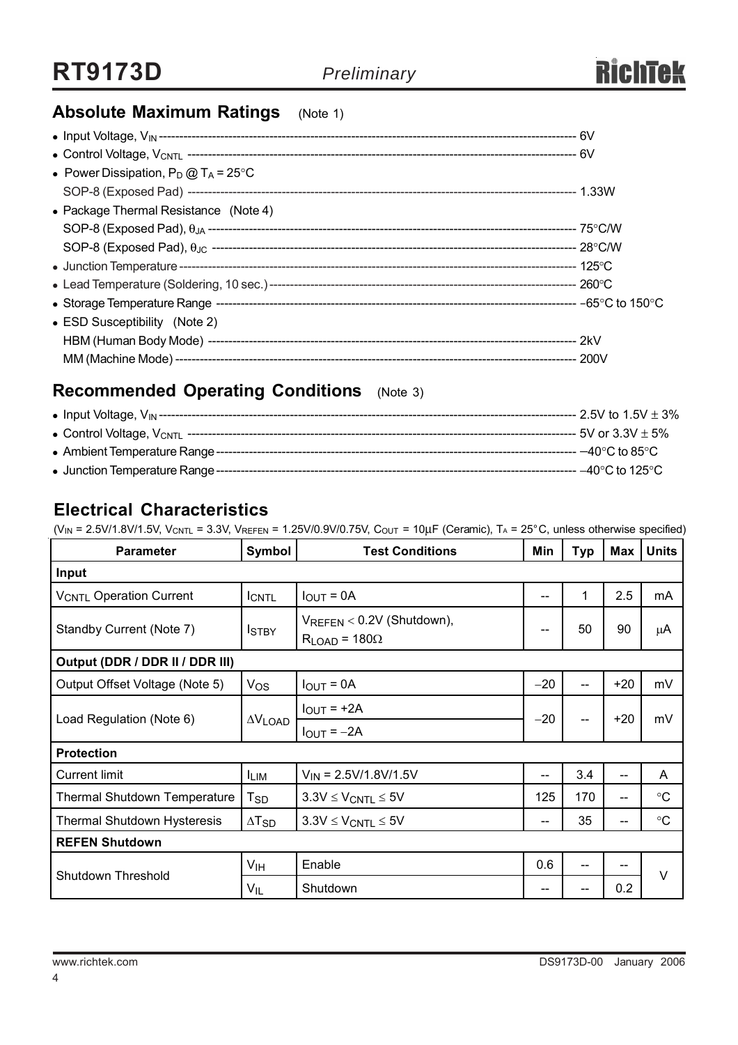## Absolute Maximum Ratings (Note 1)

- Input Voltage, $V_{IN}$ ---------- 6V
- Control Voltage, $V_{CNTL}$ ---------- 6V
- Power Dissipation, $P_D$ @ $T_A$ = 25°C
  SOP-8 (Exposed Pad) ---------- 1.33W
- Package Thermal Resistance (Note 4)
  SOP-8 (Exposed Pad), $\theta_{JA}$ ---------- 75°C/W
  SOP-8 (Exposed Pad), $\theta_{JC}$ ---------- 28°C/W
- Junction Temperature ---------- 125°C
- Lead Temperature (Soldering, 10 sec.) ---------- 260°C
- Storage Temperature Range ---------- −65°C to 150°C
- ESD Susceptibility (Note 2)
  HBM (Human Body Mode) ---------- 2kV
  MM (Machine Mode) ---------- 200V

## Recommended Operating Conditions (Note 3)

- Input Voltage, $V_{IN}$ ---------- 2.5V to 1.5V ± 3%
- Control Voltage, $V_{CNTL}$ ---------- 5V or 3.3V ± 5%
- Ambient Temperature Range ---------- −40°C to 85°C
- Junction Temperature Range ---------- −40°C to 125°C

## Electrical Characteristics

($V_{IN}$ = 2.5V/1.8V/1.5V, $V_{CNTL}$ = 3.3V, $V_{REFEN}$ = 1.25V/0.9V/0.75V, $C_{OUT}$ = 10μF (Ceramic), $T_A$ = 25°C, unless otherwise specified)

| Parameter | Symbol | Test Conditions | Min | Typ | Max | Units |
|---|---|---|---|---|---|---|
| **Input** | | | | | | |
| $V_{CNTL}$ Operation Current | $I_{CNTL}$ | $I_{OUT}$ = 0A | -- | 1 | 2.5 | mA |
| Standby Current (Note 7) | $I_{STBY}$ | $V_{REFEN}$ < 0.2V (Shutdown), $R_{LOAD}$ = 180Ω | -- | 50 | 90 | μA |
| **Output (DDR / DDR II / DDR III)** | | | | | | |
| Output Offset Voltage (Note 5) | $V_{OS}$ | $I_{OUT}$ = 0A | −20 | -- | +20 | mV |
| Load Regulation (Note 6) | $\Delta V_{LOAD}$ | $I_{OUT}$ = +2A<br>$I_{OUT}$ = −2A | −20 | -- | +20 | mV |
| **Protection** | | | | | | |
| Current limit | $I_{LIM}$ | $V_{IN}$ = 2.5V/1.8V/1.5V | -- | 3.4 | -- | A |
| Thermal Shutdown Temperature | $T_{SD}$ | 3.3V ≤ $V_{CNTL}$ ≤ 5V | 125 | 170 | -- | °C |
| Thermal Shutdown Hysteresis | $\Delta T_{SD}$ | 3.3V ≤ $V_{CNTL}$ ≤ 5V | -- | 35 | -- | °C |
| **REFEN Shutdown** | | | | | | |
| Shutdown Threshold | $V_{IH}$ | Enable | 0.6 | -- | -- | V |
| | $V_{IL}$ | Shutdown | -- | -- | 0.2 | V |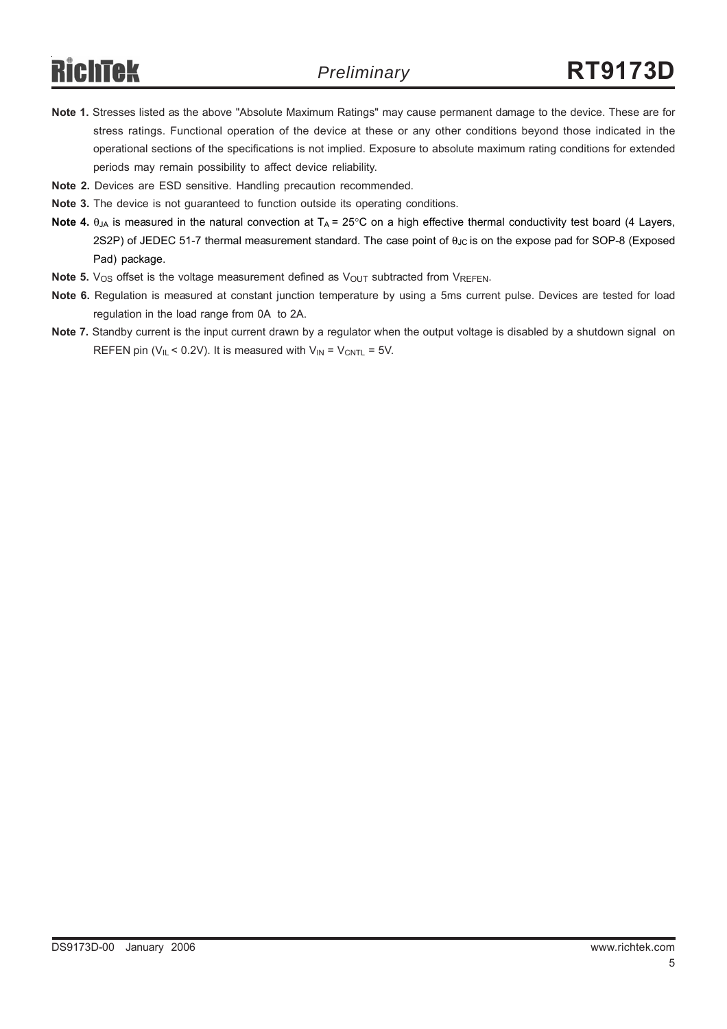**Note 1.** Stresses listed as the above "Absolute Maximum Ratings" may cause permanent damage to the device. These are for stress ratings. Functional operation of the device at these or any other conditions beyond those indicated in the operational sections of the specifications is not implied. Exposure to absolute maximum rating conditions for extended periods may remain possibility to affect device reliability.

**Note 2.** Devices are ESD sensitive. Handling precaution recommended.

**Note 3.** The device is not guaranteed to function outside its operating conditions.

**Note 4.** $\theta_{JA}$ is measured in the natural convection at $T_A$ = 25°C on a high effective thermal conductivity test board (4 Layers, 2S2P) of JEDEC 51-7 thermal measurement standard. The case point of $\theta_{JC}$ is on the expose pad for SOP-8 (Exposed Pad) package.

**Note 5.** $V_{OS}$ offset is the voltage measurement defined as $V_{OUT}$ subtracted from $V_{REFEN}$.

**Note 6.** Regulation is measured at constant junction temperature by using a 5ms current pulse. Devices are tested for load regulation in the load range from 0A to 2A.

**Note 7.** Standby current is the input current drawn by a regulator when the output voltage is disabled by a shutdown signal on REFEN pin ($V_{IL}$ < 0.2V). It is measured with $V_{IN}$ = $V_{CNTL}$ = 5V.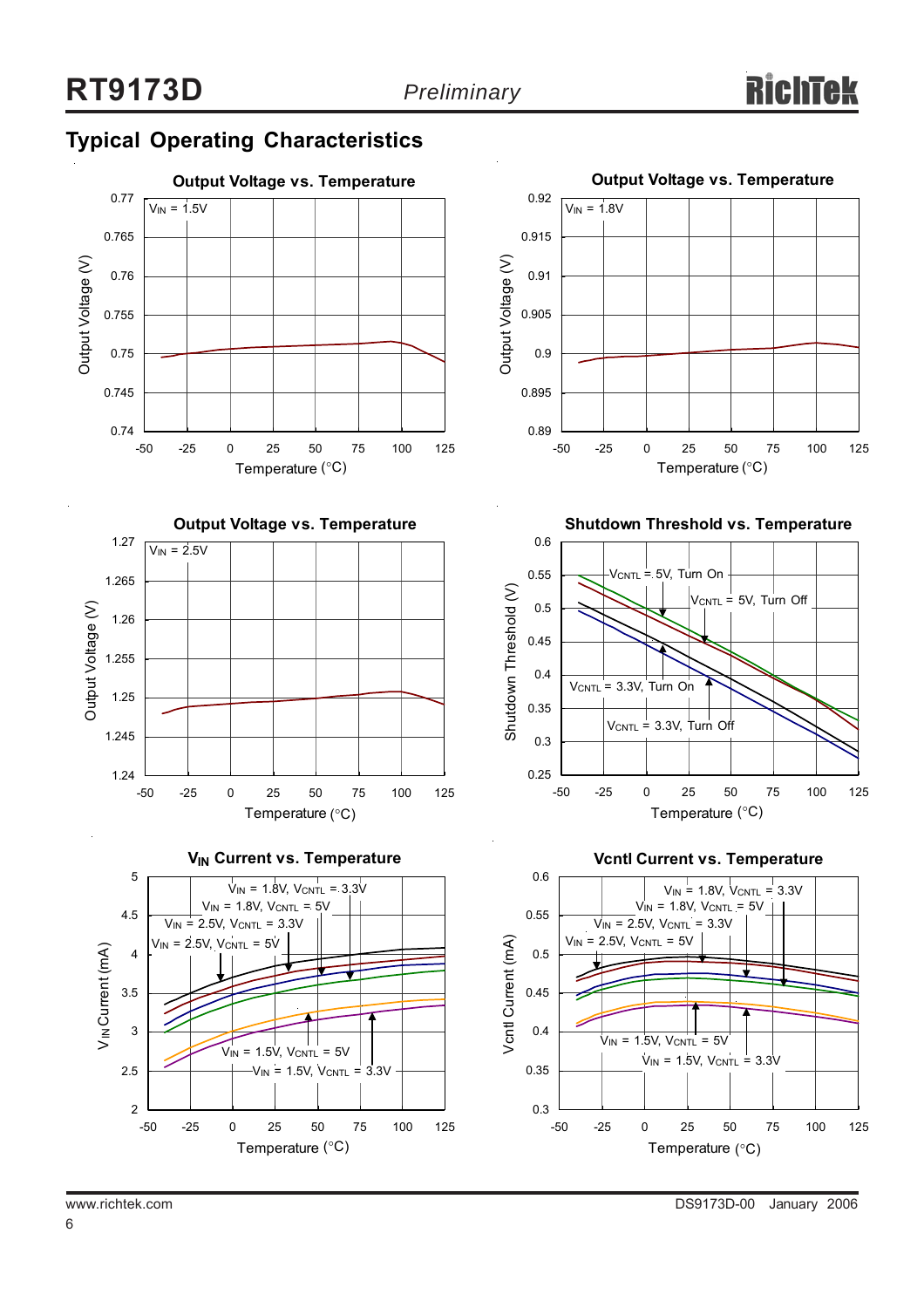## Typical Operating Characteristics

**Output Voltage vs. Temperature**

$V_{IN}$ = 1.5V

Output Voltage (V) vs. Temperature (°C)

**Output Voltage vs. Temperature**

$V_{IN}$ = 1.8V

Output Voltage (V) vs. Temperature (°C)

**Output Voltage vs. Temperature**

$V_{IN}$ = 2.5V

Output Voltage (V) vs. Temperature (°C)

**Shutdown Threshold vs. Temperature**

$V_{CNTL}$ = 5V, Turn On; $V_{CNTL}$ = 5V, Turn Off; $V_{CNTL}$ = 3.3V, Turn On; $V_{CNTL}$ = 3.3V, Turn Off

Shutdown Threshold (V) vs. Temperature (°C)

**$V_{IN}$ Current vs. Temperature**

$V_{IN}$ = 1.8V, $V_{CNTL}$ = 3.3V; $V_{IN}$ = 1.8V, $V_{CNTL}$ = 5V; $V_{IN}$ = 2.5V, $V_{CNTL}$ = 3.3V; $V_{IN}$ = 2.5V, $V_{CNTL}$ = 5V; $V_{IN}$ = 1.5V, $V_{CNTL}$ = 5V; $V_{IN}$ = 1.5V, $V_{CNTL}$ = 3.3V

$V_{IN}$ Current (mA) vs. Temperature (°C)

**Vcntl Current vs. Temperature**

$V_{IN}$ = 1.8V, $V_{CNTL}$ = 3.3V; $V_{IN}$ = 1.8V, $V_{CNTL}$ = 5V; $V_{IN}$ = 2.5V, $V_{CNTL}$ = 3.3V; $V_{IN}$ = 2.5V, $V_{CNTL}$ = 5V; $V_{IN}$ = 1.5V, $V_{CNTL}$ = 5V; $V_{IN}$ = 1.5V, $V_{CNTL}$ = 3.3V

Vcntl Current (mA) vs. Temperature (°C)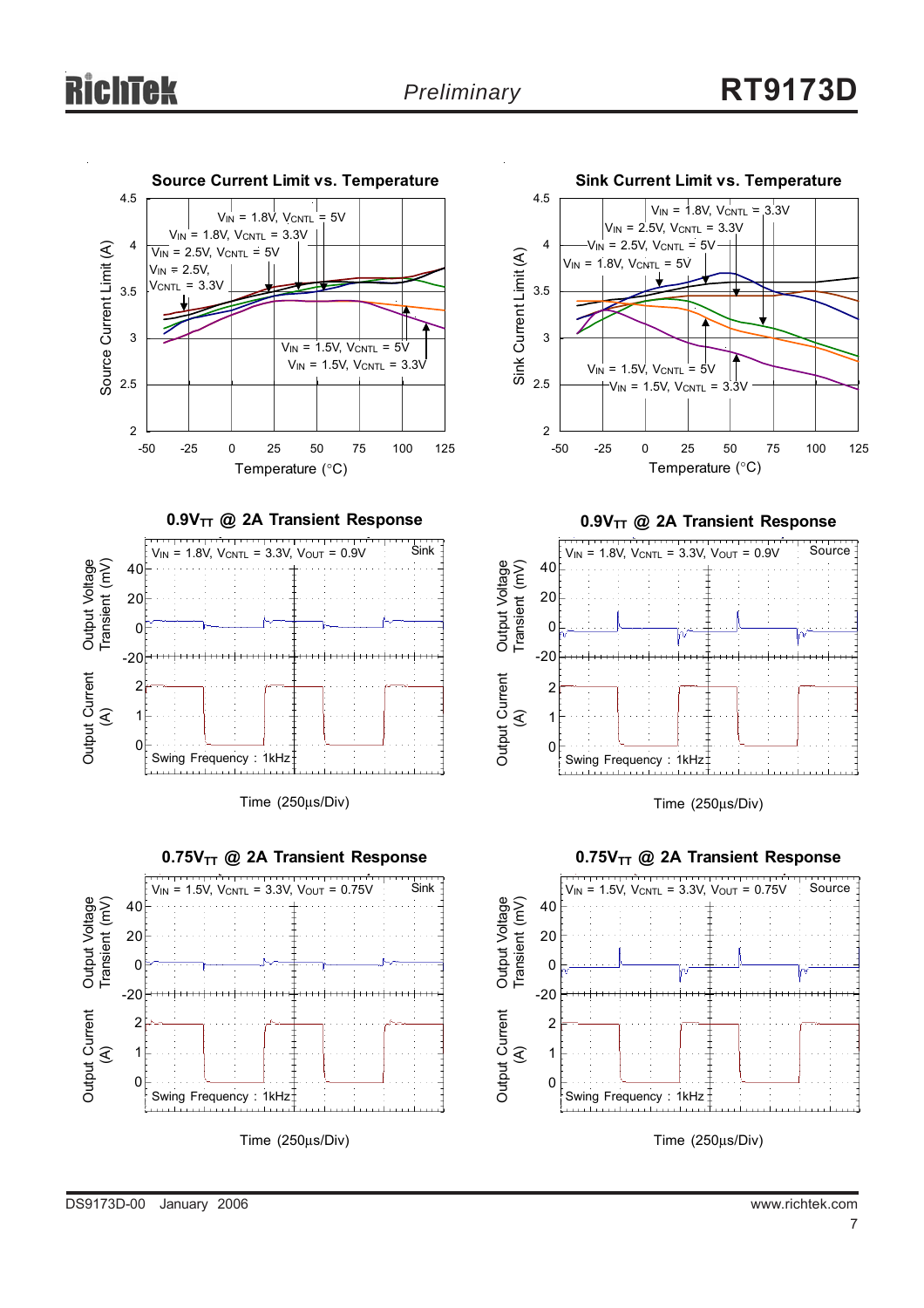### Source Current Limit vs. Temperature

Source Current Limit (A) vs. Temperature (°C)

$V_{IN}$ = 1.8V, $V_{CNTL}$ = 5V
$V_{IN}$ = 1.8V, $V_{CNTL}$ = 3.3V
$V_{IN}$ = 2.5V, $V_{CNTL}$ = 5V
$V_{IN}$ = 2.5V, $V_{CNTL}$ = 3.3V
$V_{IN}$ = 1.5V, $V_{CNTL}$ = 5V
$V_{IN}$ = 1.5V, $V_{CNTL}$ = 3.3V

### Sink Current Limit vs. Temperature

Sink Current Limit (A) vs. Temperature (°C)

$V_{IN}$ = 1.8V, $V_{CNTL}$ = 3.3V
$V_{IN}$ = 2.5V, $V_{CNTL}$ = 3.3V
$V_{IN}$ = 2.5V, $V_{CNTL}$ = 5V
$V_{IN}$ = 1.8V, $V_{CNTL}$ = 5V
$V_{IN}$ = 1.5V, $V_{CNTL}$ = 5V
$V_{IN}$ = 1.5V, $V_{CNTL}$ = 3.3V

### $0.9V_{TT}$ @ 2A Transient Response

$V_{IN}$ = 1.8V, $V_{CNTL}$ = 3.3V, $V_{OUT}$ = 0.9V — Sink

Output Voltage Transient (mV); Output Current (A)

Swing Frequency : 1kHz

Time (250μs/Div)

### $0.9V_{TT}$ @ 2A Transient Response

$V_{IN}$ = 1.8V, $V_{CNTL}$ = 3.3V, $V_{OUT}$ = 0.9V — Source

Output Voltage Transient (mV); Output Current (A)

Swing Frequency : 1kHz

Time (250μs/Div)

### $0.75V_{TT}$ @ 2A Transient Response

$V_{IN}$ = 1.5V, $V_{CNTL}$ = 3.3V, $V_{OUT}$ = 0.75V — Sink

Output Voltage Transient (mV); Output Current (A)

Swing Frequency : 1kHz

Time (250μs/Div)

### $0.75V_{TT}$ @ 2A Transient Response

$V_{IN}$ = 1.5V, $V_{CNTL}$ = 3.3V, $V_{OUT}$ = 0.75V — Source

Output Voltage Transient (mV); Output Current (A)

Swing Frequency : 1kHz

Time (250μs/Div)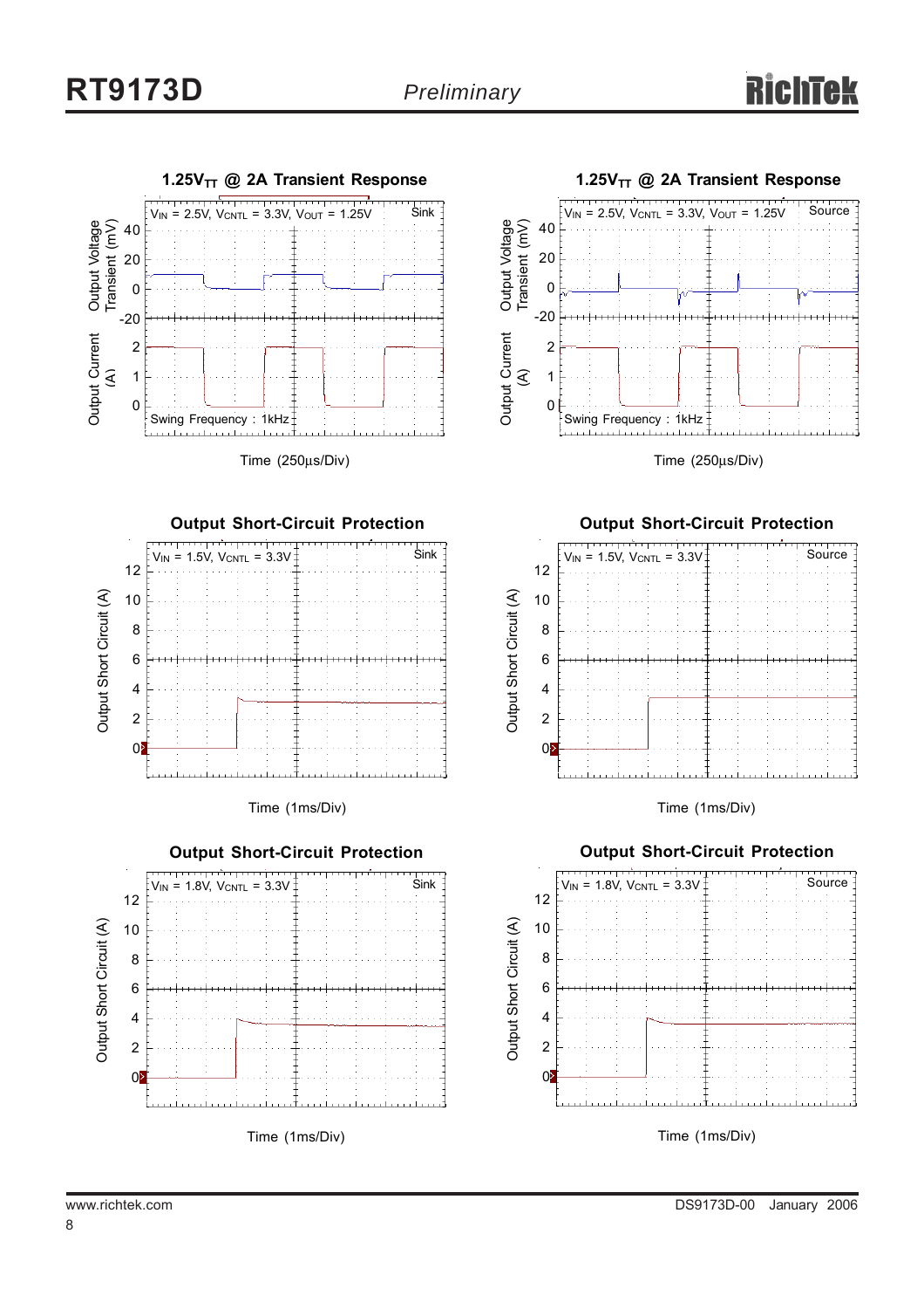**$1.25V_{TT}$ @ 2A Transient Response**

$V_{IN}$ = 2.5V, $V_{CNTL}$ = 3.3V, $V_{OUT}$ = 1.25V — Sink

Output Voltage Transient (mV)

Output Current (A)

Swing Frequency : 1kHz

Time (250μs/Div)

**$1.25V_{TT}$ @ 2A Transient Response**

$V_{IN}$ = 2.5V, $V_{CNTL}$ = 3.3V, $V_{OUT}$ = 1.25V — Source

Output Voltage Transient (mV)

Output Current (A)

Swing Frequency : 1kHz

Time (250μs/Div)

**Output Short-Circuit Protection**

$V_{IN}$ = 1.5V, $V_{CNTL}$ = 3.3V — Sink

Output Short Circuit (A)

Time (1ms/Div)

**Output Short-Circuit Protection**

$V_{IN}$ = 1.5V, $V_{CNTL}$ = 3.3V — Source

Output Short Circuit (A)

Time (1ms/Div)

**Output Short-Circuit Protection**

$V_{IN}$ = 1.8V, $V_{CNTL}$ = 3.3V — Sink

Output Short Circuit (A)

Time (1ms/Div)

**Output Short-Circuit Protection**

$V_{IN}$ = 1.8V, $V_{CNTL}$ = 3.3V — Source

Output Short Circuit (A)

Time (1ms/Div)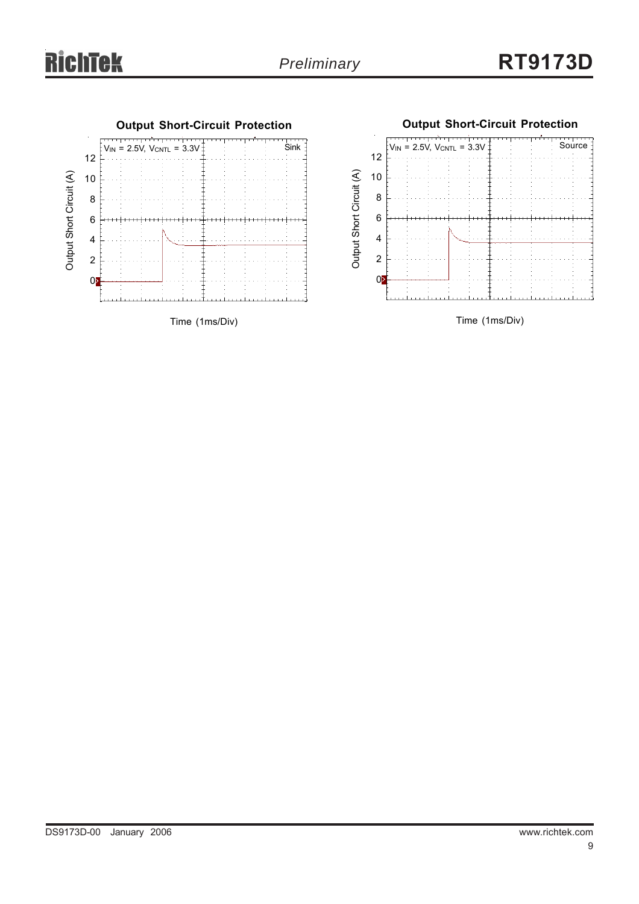**Output Short-Circuit Protection**

$V_{IN}$ = 2.5V, $V_{CNTL}$ = 3.3V

Sink

Output Short Circuit (A)

Time (1ms/Div)

**Output Short-Circuit Protection**

$V_{IN}$ = 2.5V, $V_{CNTL}$ = 3.3V

Source

Output Short Circuit (A)

Time (1ms/Div)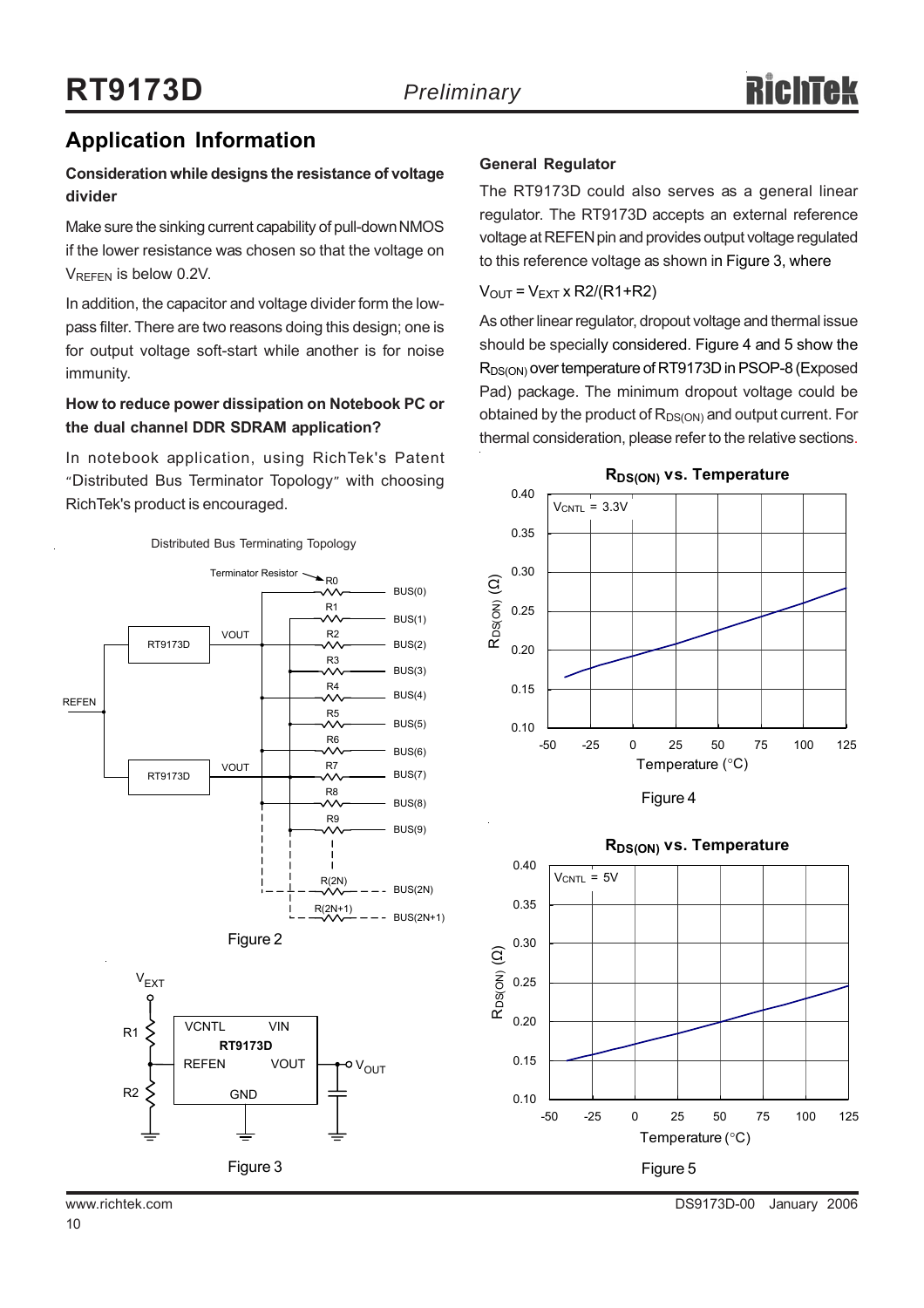## Application Information

**Consideration while designs the resistance of voltage divider**

Make sure the sinking current capability of pull-down NMOS if the lower resistance was chosen so that the voltage on $V_{REFEN}$ is below 0.2V.

In addition, the capacitor and voltage divider form the low-pass filter. There are two reasons doing this design; one is for output voltage soft-start while another is for noise immunity.

**How to reduce power dissipation on Notebook PC or the dual channel DDR SDRAM application?**

In notebook application, using RichTek's Patent "Distributed Bus Terminator Topology" with choosing RichTek's product is encouraged.

Figure 2

Figure 3

**General Regulator**

The RT9173D could also serves as a general linear regulator. The RT9173D accepts an external reference voltage at REFEN pin and provides output voltage regulated to this reference voltage as shown in Figure 3, where

$V_{OUT} = V_{EXT} \times R2/(R1+R2)$

As other linear regulator, dropout voltage and thermal issue should be specially considered. Figure 4 and 5 show the $R_{DS(ON)}$ over temperature of RT9173D in PSOP-8 (Exposed Pad) package. The minimum dropout voltage could be obtained by the product of $R_{DS(ON)}$ and output current. For thermal consideration, please refer to the relative sections.

Figure 4

Figure 5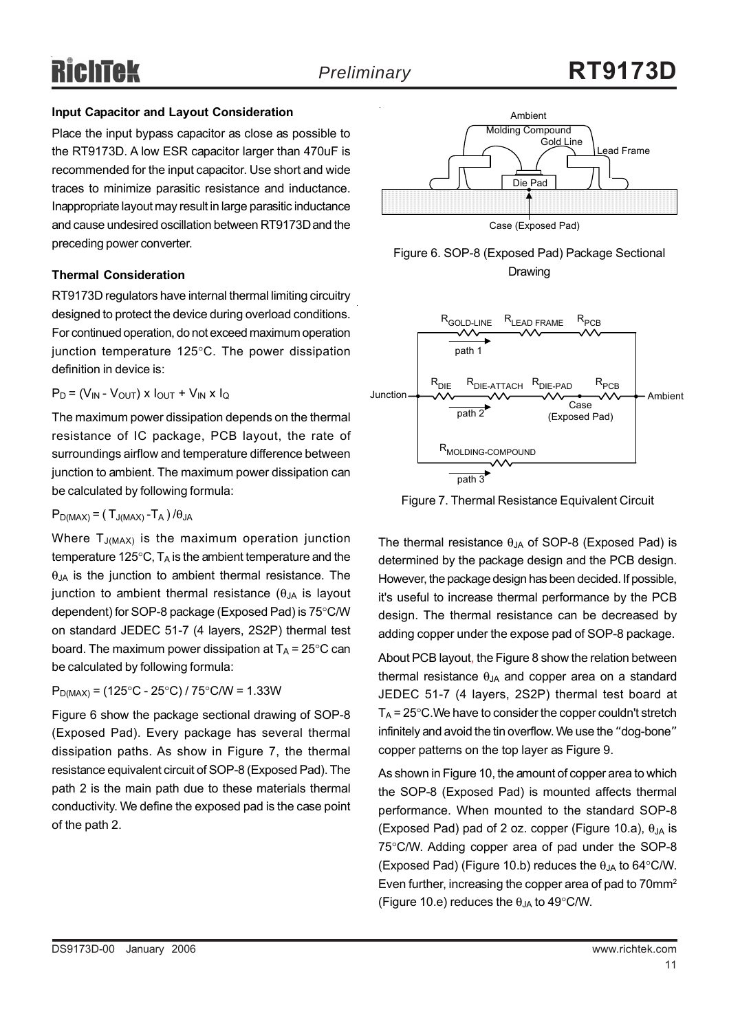### Input Capacitor and Layout Consideration

Place the input bypass capacitor as close as possible to the RT9173D. A low ESR capacitor larger than 470uF is recommended for the input capacitor. Use short and wide traces to minimize parasitic resistance and inductance. Inappropriate layout may result in large parasitic inductance and cause undesired oscillation between RT9173D and the preceding power converter.

### Thermal Consideration

RT9173D regulators have internal thermal limiting circuitry designed to protect the device during overload conditions. For continued operation, do not exceed maximum operation junction temperature 125°C. The power dissipation definition in device is:

$P_D = (V_{IN} - V_{OUT}) \times I_{OUT} + V_{IN} \times I_Q$

The maximum power dissipation depends on the thermal resistance of IC package, PCB layout, the rate of surroundings airflow and temperature difference between junction to ambient. The maximum power dissipation can be calculated by following formula:

$P_{D(MAX)} = ( T_{J(MAX)} - T_A ) / \theta_{JA}$

Where $T_{J(MAX)}$ is the maximum operation junction temperature 125°C, $T_A$ is the ambient temperature and the $\theta_{JA}$ is the junction to ambient thermal resistance. The junction to ambient thermal resistance ($\theta_{JA}$ is layout dependent) for SOP-8 package (Exposed Pad) is 75°C/W on standard JEDEC 51-7 (4 layers, 2S2P) thermal test board. The maximum power dissipation at $T_A$ = 25°C can be calculated by following formula:

$P_{D(MAX)}$ = (125°C - 25°C) / 75°C/W = 1.33W

Figure 6 show the package sectional drawing of SOP-8 (Exposed Pad). Every package has several thermal dissipation paths. As show in Figure 7, the thermal resistance equivalent circuit of SOP-8 (Exposed Pad). The path 2 is the main path due to these materials thermal conductivity. We define the exposed pad is the case point of the path 2.

Figure 6. SOP-8 (Exposed Pad) Package Sectional Drawing

Figure 7. Thermal Resistance Equivalent Circuit

The thermal resistance $\theta_{JA}$ of SOP-8 (Exposed Pad) is determined by the package design and the PCB design. However, the package design has been decided. If possible, it's useful to increase thermal performance by the PCB design. The thermal resistance can be decreased by adding copper under the expose pad of SOP-8 package.

About PCB layout, the Figure 8 show the relation between thermal resistance $\theta_{JA}$ and copper area on a standard JEDEC 51-7 (4 layers, 2S2P) thermal test board at $T_A$ = 25°C.We have to consider the copper couldn't stretch infinitely and avoid the tin overflow. We use the "dog-bone" copper patterns on the top layer as Figure 9.

As shown in Figure 10, the amount of copper area to which the SOP-8 (Exposed Pad) is mounted affects thermal performance. When mounted to the standard SOP-8 (Exposed Pad) pad of 2 oz. copper (Figure 10.a), $\theta_{JA}$ is 75°C/W. Adding copper area of pad under the SOP-8 (Exposed Pad) (Figure 10.b) reduces the $\theta_{JA}$ to 64°C/W. Even further, increasing the copper area of pad to 70mm$^2$ (Figure 10.e) reduces the $\theta_{JA}$ to 49°C/W.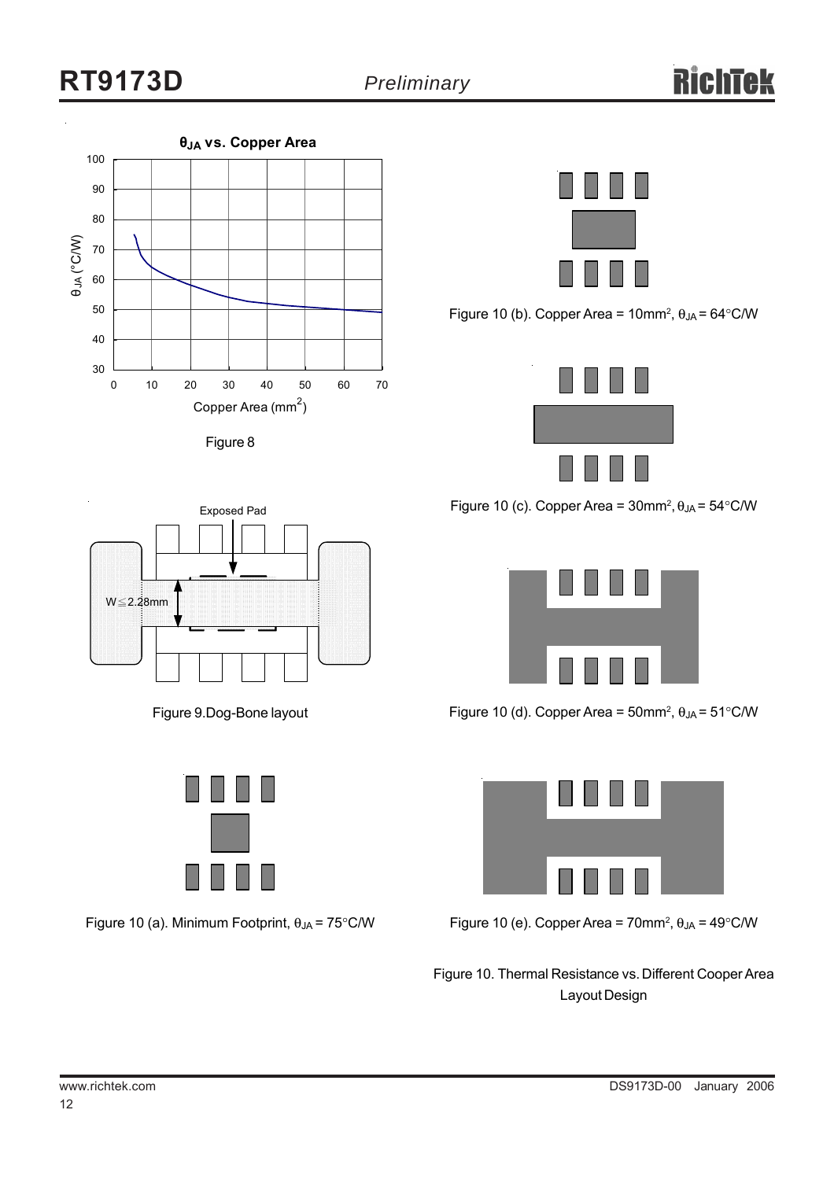**$\theta_{JA}$ vs. Copper Area**

Figure 8

Exposed Pad

$W \leq 2.28mm$

Figure 9.Dog-Bone layout

Figure 10 (a). Minimum Footprint, $\theta_{JA}$ = 75°C/W

Figure 10 (b). Copper Area = 10mm$^2$, $\theta_{JA}$ = 64°C/W

Figure 10 (c). Copper Area = 30mm$^2$, $\theta_{JA}$ = 54°C/W

Figure 10 (d). Copper Area = 50mm$^2$, $\theta_{JA}$ = 51°C/W

Figure 10 (e). Copper Area = 70mm$^2$, $\theta_{JA}$ = 49°C/W

Figure 10. Thermal Resistance vs. Different Cooper Area Layout Design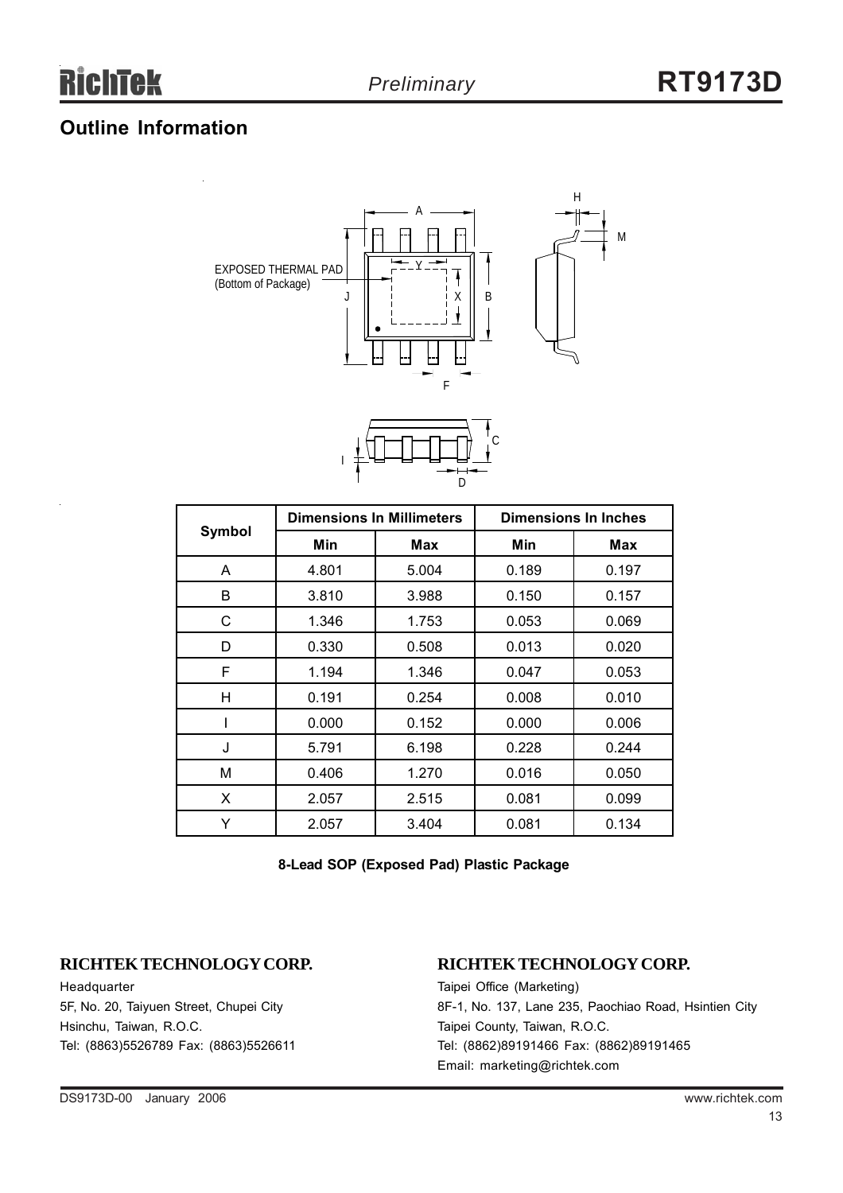## Outline Information

EXPOSED THERMAL PAD
(Bottom of Package)

A
B
J
X
Y
F
H
M
C
I
D

| Symbol | Dimensions In Millimeters | | Dimensions In Inches | |
|---|---|---|---|---|
| | Min | Max | Min | Max |
| A | 4.801 | 5.004 | 0.189 | 0.197 |
| B | 3.810 | 3.988 | 0.150 | 0.157 |
| C | 1.346 | 1.753 | 0.053 | 0.069 |
| D | 0.330 | 0.508 | 0.013 | 0.020 |
| F | 1.194 | 1.346 | 0.047 | 0.053 |
| H | 0.191 | 0.254 | 0.008 | 0.010 |
| I | 0.000 | 0.152 | 0.000 | 0.006 |
| J | 5.791 | 6.198 | 0.228 | 0.244 |
| M | 0.406 | 1.270 | 0.016 | 0.050 |
| X | 2.057 | 2.515 | 0.081 | 0.099 |
| Y | 2.057 | 3.404 | 0.081 | 0.134 |

**8-Lead SOP (Exposed Pad) Plastic Package**

**RICHTEK TECHNOLOGY CORP.**

Headquarter
5F, No. 20, Taiyuen Street, Chupei City
Hsinchu, Taiwan, R.O.C.
Tel: (8863)5526789 Fax: (8863)5526611

**RICHTEK TECHNOLOGY CORP.**

Taipei Office (Marketing)
8F-1, No. 137, Lane 235, Paochiao Road, Hsintien City
Taipei County, Taiwan, R.O.C.
Tel: (8862)89191466 Fax: (8862)89191465
Email: marketing@richtek.com